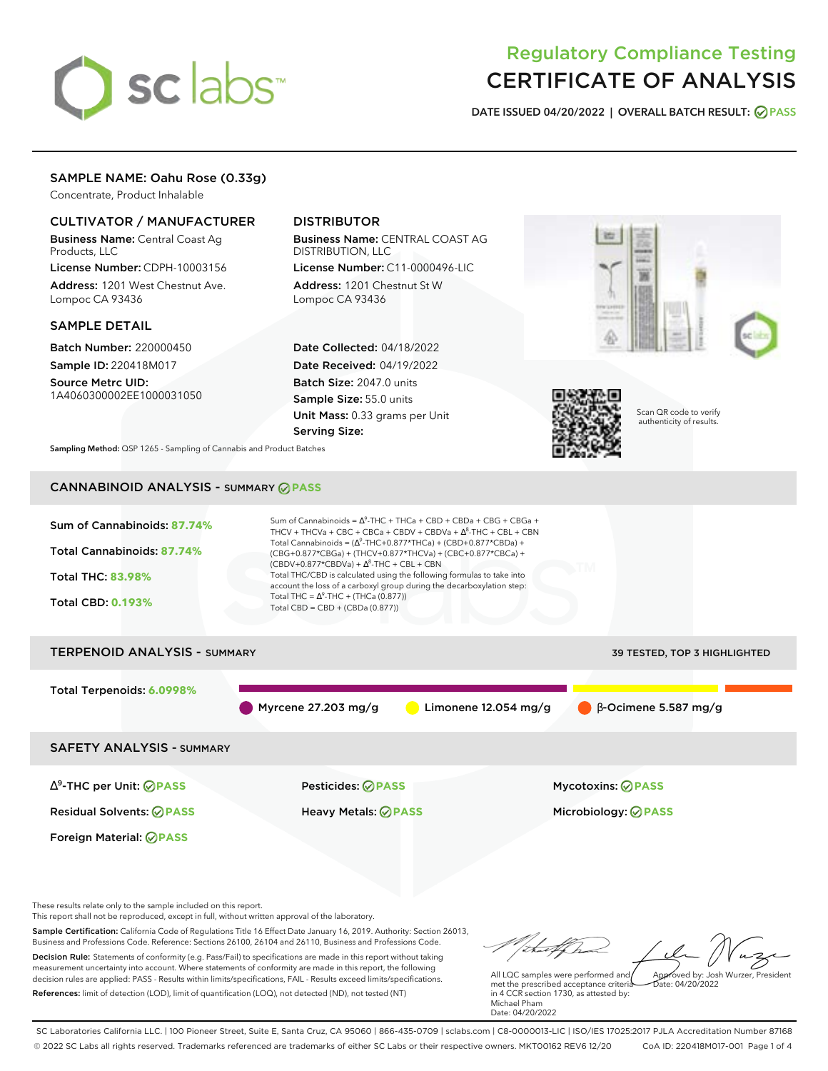# Regulatory Compliance Testing
# CERTIFICATE OF ANALYSIS

**DATE ISSUED 04/20/2022 | OVERALL BATCH RESULT: PASS**

## SAMPLE NAME: Oahu Rose (0.33g)

Concentrate, Product Inhalable

### CULTIVATOR / MANUFACTURER

**Business Name:** Central Coast Ag Products, LLC

**License Number:** CDPH-10003156

**Address:** 1201 West Chestnut Ave. Lompoc CA 93436

### DISTRIBUTOR

**Business Name:** CENTRAL COAST AG DISTRIBUTION, LLC

**License Number:** C11-0000496-LIC

**Address:** 1201 Chestnut St W Lompoc CA 93436

### SAMPLE DETAIL

**Batch Number:** 220000450

**Sample ID:** 220418M017

**Source Metrc UID:** 1A4060300002EE1000031050

**Date Collected:** 04/18/2022

**Date Received:** 04/19/2022

**Batch Size:** 2047.0 units

**Sample Size:** 55.0 units

**Unit Mass:** 0.33 grams per Unit

**Serving Size:**

Scan QR code to verify authenticity of results.

**Sampling Method:** QSP 1265 - Sampling of Cannabis and Product Batches

## CANNABINOID ANALYSIS - SUMMARY PASS

Sum of Cannabinoids: **87.74%**

Total Cannabinoids: **87.74%**

Total THC: **83.98%**

Total CBD: **0.193%**

Sum of Cannabinoids = $\Delta^9$-THC + THCa + CBD + CBDa + CBG + CBGa + THCV + THCVa + CBC + CBCa + CBDV + CBDVa + $\Delta^8$-THC + CBL + CBN

Total Cannabinoids = ($\Delta^9$-THC+0.877*THCa) + (CBD+0.877*CBDa) + (CBG+0.877*CBGa) + (THCV+0.877*THCVa) + (CBC+0.877*CBCa) + (CBDV+0.877*CBDVa) + $\Delta^8$-THC + CBL + CBN

Total THC/CBD is calculated using the following formulas to take into account the loss of a carboxyl group during the decarboxylation step:

Total THC = $\Delta^9$-THC + (THCa (0.877))

Total CBD = CBD + (CBDa (0.877))

## TERPENOID ANALYSIS - SUMMARY

39 TESTED, TOP 3 HIGHLIGHTED

Total Terpenoids: **6.0998%**

Myrcene 27.203 mg/g | Limonene 12.054 mg/g | β-Ocimene 5.587 mg/g

## SAFETY ANALYSIS - SUMMARY

| | | |
|---|---|---|
| $\Delta^9$-THC per Unit: PASS | Pesticides: PASS | Mycotoxins: PASS |
| Residual Solvents: PASS | Heavy Metals: PASS | Microbiology: PASS |
| Foreign Material: PASS | | |

These results relate only to the sample included on this report.
This report shall not be reproduced, except in full, without written approval of the laboratory.

**Sample Certification:** California Code of Regulations Title 16 Effect Date January 16, 2019. Authority: Section 26013, Business and Professions Code. Reference: Sections 26100, 26104 and 26110, Business and Professions Code.

**Decision Rule:** Statements of conformity (e.g. Pass/Fail) to specifications are made in this report without taking measurement uncertainty into account. Where statements of conformity are made in this report, the following decision rules are applied: PASS - Results within limits/specifications, FAIL - Results exceed limits/specifications.

**References:** limit of detection (LOD), limit of quantification (LOQ), not detected (ND), not tested (NT)

All LQC samples were performed and met the prescribed acceptance criteria in 4 CCR section 1730, as attested by: Michael Pham
Date: 04/20/2022

Approved by: Josh Wurzer, President
Date: 04/20/2022

SC Laboratories California LLC. | 100 Pioneer Street, Suite E, Santa Cruz, CA 95060 | 866-435-0709 | sclabs.com | C8-0000013-LIC | ISO/IES 17025:2017 PJLA Accreditation Number 87168
© 2022 SC Labs all rights reserved. Trademarks referenced are trademarks of either SC Labs or their respective owners. MKT00162 REV6 12/20 CoA ID: 220418M017-001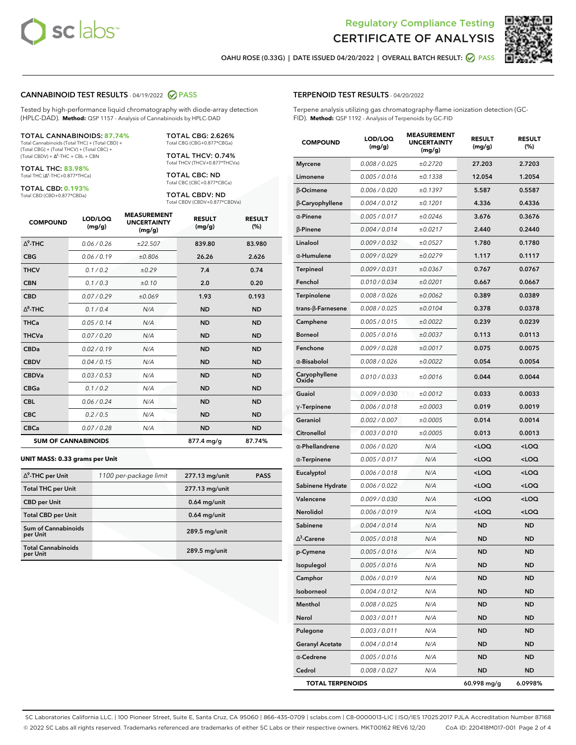# Regulatory Compliance Testing
# CERTIFICATE OF ANALYSIS

OAHU ROSE (0.33G) | DATE ISSUED 04/20/2022 | OVERALL BATCH RESULT: PASS

## CANNABINOID TEST RESULTS - 04/19/2022 PASS

Tested by high-performance liquid chromatography with diode-array detection (HPLC-DAD). **Method:** QSP 1157 - Analysis of Cannabinoids by HPLC-DAD

**TOTAL CANNABINOIDS: 87.74%**
Total Cannabinoids (Total THC) + (Total CBD) + (Total CBG) + (Total THCV) + (Total CBC) + (Total CBDV) + $\Delta^8$-THC + CBL + CBN

**TOTAL THC: 83.98%**
Total THC ($\Delta^9$-THC+0.877*THCa)

**TOTAL CBD: 0.193%**
Total CBD (CBD+0.877*CBDa)

**TOTAL CBG: 2.626%**
Total CBG (CBG+0.877*CBGa)

**TOTAL THCV: 0.74%**
Total THCV (THCV+0.877*THCVa)

**TOTAL CBC: ND**
Total CBC (CBC+0.877*CBCa)

**TOTAL CBDV: ND**
Total CBDV (CBDV+0.877*CBDVa)

| COMPOUND | LOD/LOQ (mg/g) | MEASUREMENT UNCERTAINTY (mg/g) | RESULT (mg/g) | RESULT (%) |
|---|---|---|---|---|
| $\Delta^9$-THC | 0.06 / 0.26 | ±22.507 | 839.80 | 83.980 |
| CBG | 0.06 / 0.19 | ±0.806 | 26.26 | 2.626 |
| THCV | 0.1 / 0.2 | ±0.29 | 7.4 | 0.74 |
| CBN | 0.1 / 0.3 | ±0.10 | 2.0 | 0.20 |
| CBD | 0.07 / 0.29 | ±0.069 | 1.93 | 0.193 |
| $\Delta^8$-THC | 0.1 / 0.4 | N/A | ND | ND |
| THCa | 0.05 / 0.14 | N/A | ND | ND |
| THCVa | 0.07 / 0.20 | N/A | ND | ND |
| CBDa | 0.02 / 0.19 | N/A | ND | ND |
| CBDV | 0.04 / 0.15 | N/A | ND | ND |
| CBDVa | 0.03 / 0.53 | N/A | ND | ND |
| CBGa | 0.1 / 0.2 | N/A | ND | ND |
| CBL | 0.06 / 0.24 | N/A | ND | ND |
| CBC | 0.2 / 0.5 | N/A | ND | ND |
| CBCa | 0.07 / 0.28 | N/A | ND | ND |
| **SUM OF CANNABINOIDS** | | | 877.4 mg/g | 87.74% |

**UNIT MASS: 0.33 grams per Unit**

| | | | |
|---|---|---|---|
| $\Delta^9$-THC per Unit | 1100 per-package limit | 277.13 mg/unit | PASS |
| Total THC per Unit | | 277.13 mg/unit | |
| CBD per Unit | | 0.64 mg/unit | |
| Total CBD per Unit | | 0.64 mg/unit | |
| Sum of Cannabinoids per Unit | | 289.5 mg/unit | |
| Total Cannabinoids per Unit | | 289.5 mg/unit | |

## TERPENOID TEST RESULTS - 04/20/2022

Terpene analysis utilizing gas chromatography-flame ionization detection (GC-FID). **Method:** QSP 1192 - Analysis of Terpenoids by GC-FID

| COMPOUND | LOD/LOQ (mg/g) | MEASUREMENT UNCERTAINTY (mg/g) | RESULT (mg/g) | RESULT (%) |
|---|---|---|---|---|
| Myrcene | 0.008 / 0.025 | ±0.2720 | 27.203 | 2.7203 |
| Limonene | 0.005 / 0.016 | ±0.1338 | 12.054 | 1.2054 |
| β-Ocimene | 0.006 / 0.020 | ±0.1397 | 5.587 | 0.5587 |
| β-Caryophyllene | 0.004 / 0.012 | ±0.1201 | 4.336 | 0.4336 |
| α-Pinene | 0.005 / 0.017 | ±0.0246 | 3.676 | 0.3676 |
| β-Pinene | 0.004 / 0.014 | ±0.0217 | 2.440 | 0.2440 |
| Linalool | 0.009 / 0.032 | ±0.0527 | 1.780 | 0.1780 |
| α-Humulene | 0.009 / 0.029 | ±0.0279 | 1.117 | 0.1117 |
| Terpineol | 0.009 / 0.031 | ±0.0367 | 0.767 | 0.0767 |
| Fenchol | 0.010 / 0.034 | ±0.0201 | 0.667 | 0.0667 |
| Terpinolene | 0.008 / 0.026 | ±0.0062 | 0.389 | 0.0389 |
| trans-β-Farnesene | 0.008 / 0.025 | ±0.0104 | 0.378 | 0.0378 |
| Camphene | 0.005 / 0.015 | ±0.0022 | 0.239 | 0.0239 |
| Borneol | 0.005 / 0.016 | ±0.0037 | 0.113 | 0.0113 |
| Fenchone | 0.009 / 0.028 | ±0.0017 | 0.075 | 0.0075 |
| α-Bisabolol | 0.008 / 0.026 | ±0.0022 | 0.054 | 0.0054 |
| Caryophyllene Oxide | 0.010 / 0.033 | ±0.0016 | 0.044 | 0.0044 |
| Guaiol | 0.009 / 0.030 | ±0.0012 | 0.033 | 0.0033 |
| γ-Terpinene | 0.006 / 0.018 | ±0.0003 | 0.019 | 0.0019 |
| Geraniol | 0.002 / 0.007 | ±0.0005 | 0.014 | 0.0014 |
| Citronellol | 0.003 / 0.010 | ±0.0005 | 0.013 | 0.0013 |
| α-Phellandrene | 0.006 / 0.020 | N/A | <LOQ | <LOQ |
| α-Terpinene | 0.005 / 0.017 | N/A | <LOQ | <LOQ |
| Eucalyptol | 0.006 / 0.018 | N/A | <LOQ | <LOQ |
| Sabinene Hydrate | 0.006 / 0.022 | N/A | <LOQ | <LOQ |
| Valencene | 0.009 / 0.030 | N/A | <LOQ | <LOQ |
| Nerolidol | 0.006 / 0.019 | N/A | <LOQ | <LOQ |
| Sabinene | 0.004 / 0.014 | N/A | ND | ND |
| $\Delta^3$-Carene | 0.005 / 0.018 | N/A | ND | ND |
| p-Cymene | 0.005 / 0.016 | N/A | ND | ND |
| Isopulegol | 0.005 / 0.016 | N/A | ND | ND |
| Camphor | 0.006 / 0.019 | N/A | ND | ND |
| Isoborneol | 0.004 / 0.012 | N/A | ND | ND |
| Menthol | 0.008 / 0.025 | N/A | ND | ND |
| Nerol | 0.003 / 0.011 | N/A | ND | ND |
| Pulegone | 0.003 / 0.011 | N/A | ND | ND |
| Geranyl Acetate | 0.004 / 0.014 | N/A | ND | ND |
| α-Cedrene | 0.005 / 0.016 | N/A | ND | ND |
| Cedrol | 0.008 / 0.027 | N/A | ND | ND |
| **TOTAL TERPENOIDS** | | | 60.998 mg/g | 6.0998% |

SC Laboratories California LLC. | 100 Pioneer Street, Suite E, Santa Cruz, CA 95060 | 866-435-0709 | sclabs.com | C8-0000013-LIC | ISO/IES 17025:2017 PJLA Accreditation Number 87168
© 2022 SC Labs all rights reserved. Trademarks referenced are trademarks of either SC Labs or their respective owners. MKT00162 REV6 12/20 CoA ID: 220418M017-001